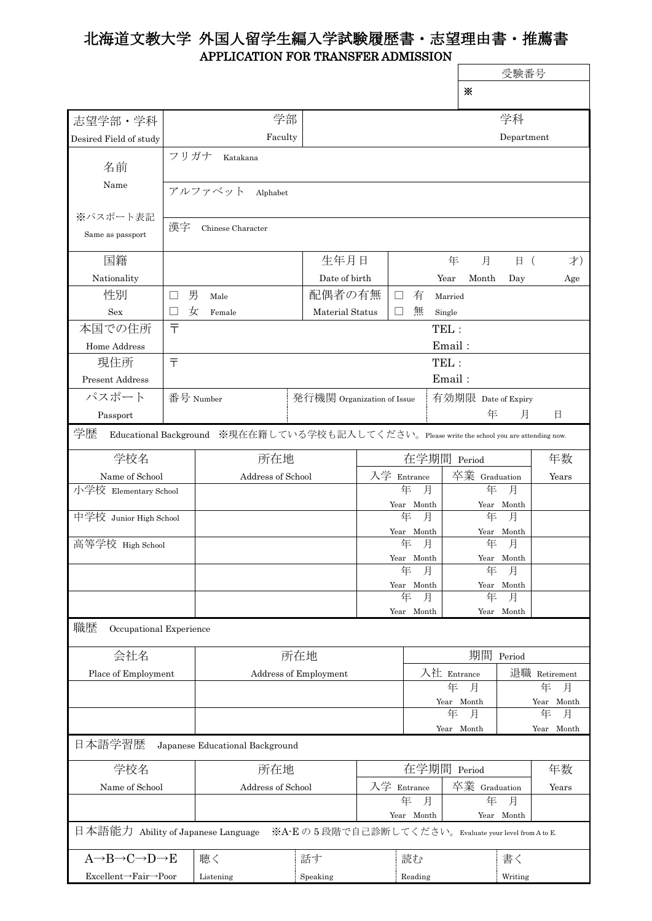# 北海道文教大学 外国人留学生編入学試験履歴書・志望理由書・推薦書
## APPLICATION FOR TRANSFER ADMISSION

| 受験番号 |
| --- |
| ※ |

| | | | | | |
| --- | --- | --- | --- | --- | --- |
| 志望学部・学科<br>Desired Field of study | 学部<br>Faculty | | 学科<br>Department | | |
| 名前<br>Name<br><br>※パスポート表記<br>Same as passport | フリガナ Katakana | | | | |
| | アルファベット Alphabet | | | | |
| | 漢字 Chinese Character | | | | |
| 国籍<br>Nationality | | 生年月日<br>Date of birth | 年 Year 月 Month 日 Day （ 才） Age | | |
| 性別<br>Sex | □ 男 Male<br>□ 女 Female | 配偶者の有無<br>Material Status | □ 有 Married<br>□ 無 Single | | |
| 本国での住所<br>Home Address | 〒 | | TEL：<br>Email： | | |
| 現住所<br>Present Address | 〒 | | TEL：<br>Email： | | |
| パスポート<br>Passport | 番号 Number | 発行機関 Organization of Issue | 有効期限 Date of Expiry<br>年 月 日 | | |

学歴 Educational Background ※現在在籍している学校も記入してください。Please write the school you are attending now.

| 学校名<br>Name of School | 所在地<br>Address of School | 在学期間 Period<br>入学 Entrance | <br>卒業 Graduation | 年数<br>Years |
| --- | --- | --- | --- | --- |
| 小学校 Elementary School | | 年 月<br>Year Month | 年 月<br>Year Month | |
| 中学校 Junior High School | | 年 月<br>Year Month | 年 月<br>Year Month | |
| 高等学校 High School | | 年 月<br>Year Month | 年 月<br>Year Month | |
| | | 年 月<br>Year Month | 年 月<br>Year Month | |
| | | 年 月<br>Year Month | 年 月<br>Year Month | |

職歴 Occupational Experience

| 会社名<br>Place of Employment | 所在地<br>Address of Employment | 期間 Period<br>入社 Entrance | <br>退職 Retirement |
| --- | --- | --- | --- |
| | | 年 月<br>Year Month | 年 月<br>Year Month |
| | | 年 月<br>Year Month | 年 月<br>Year Month |

日本語学習歴 Japanese Educational Background

| 学校名<br>Name of School | 所在地<br>Address of School | 在学期間 Period<br>入学 Entrance | <br>卒業 Graduation | 年数<br>Years |
| --- | --- | --- | --- | --- |
| | | 年 月<br>Year Month | 年 月<br>Year Month | |

日本語能力 Ability of Japanese Language ※A-E の 5 段階で自己診断してください。Evaluate your level from A to E.

| A→B→C→D→E<br>Excellent→Fair→Poor | 聴く<br>Listening | 話す<br>Speaking | 読む<br>Reading | 書く<br>Writing |
| --- | --- | --- | --- | --- |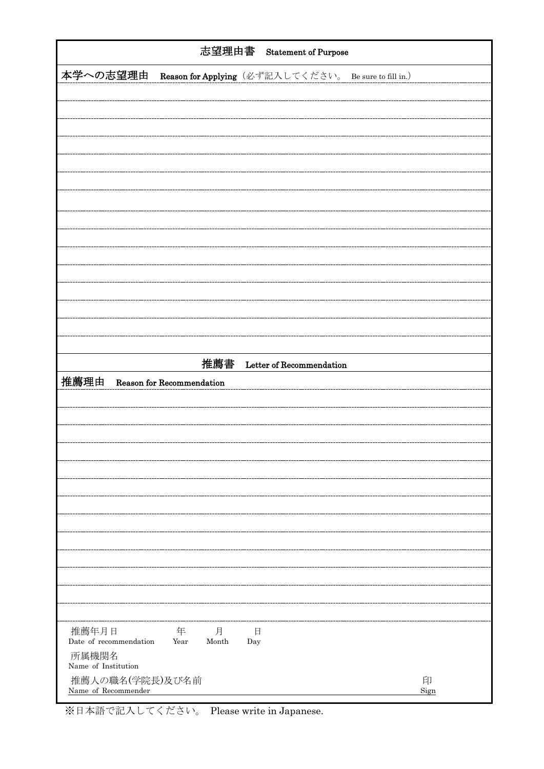## 志望理由書　Statement of Purpose

**本学への志望理由　Reason for Applying**（必ず記入してください。 Be sure to fill in.）

## 推薦書　Letter of Recommendation

**推薦理由　Reason for Recommendation**

推薦年月日　　　年　　月　　日
Date of recommendation　Year　Month　Day

所属機関名
Name of Institution

推薦人の職名(学院長)及び名前　　　　　　　　　　　　　　　　印
Name of Recommender　　　　　　　　　　　　　　　　　　　　Sign

※日本語で記入してください。 Please write in Japanese.